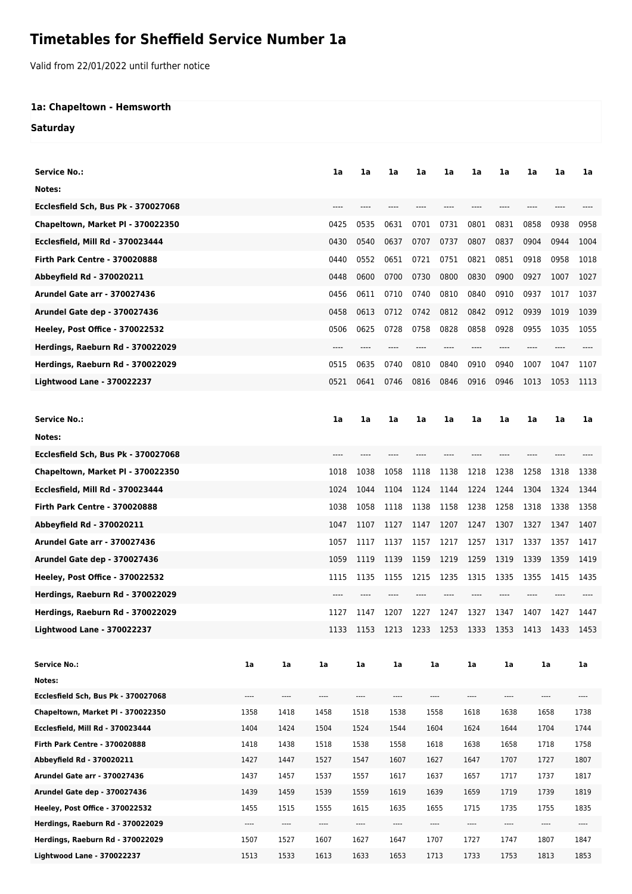# Timetables for Sheffield Service Number 1a

Valid from 22/01/2022 until further notice

**1a: Chapeltown - Hemsworth**

**Saturday**

| Service No.: | 1a | 1a | 1a | 1a | 1a | 1a | 1a | 1a | 1a | 1a |
|---|---|---|---|---|---|---|---|---|---|---|
| Notes: | | | | | | | | | | |
| Ecclesfield Sch, Bus Pk - 370027068 | ---- | ---- | ---- | ---- | ---- | ---- | ---- | ---- | ---- | ---- |
| Chapeltown, Market Pl - 370022350 | 0425 | 0535 | 0631 | 0701 | 0731 | 0801 | 0831 | 0858 | 0938 | 0958 |
| Ecclesfield, Mill Rd - 370023444 | 0430 | 0540 | 0637 | 0707 | 0737 | 0807 | 0837 | 0904 | 0944 | 1004 |
| Firth Park Centre - 370020888 | 0440 | 0552 | 0651 | 0721 | 0751 | 0821 | 0851 | 0918 | 0958 | 1018 |
| Abbeyfield Rd - 370020211 | 0448 | 0600 | 0700 | 0730 | 0800 | 0830 | 0900 | 0927 | 1007 | 1027 |
| Arundel Gate arr - 370027436 | 0456 | 0611 | 0710 | 0740 | 0810 | 0840 | 0910 | 0937 | 1017 | 1037 |
| Arundel Gate dep - 370027436 | 0458 | 0613 | 0712 | 0742 | 0812 | 0842 | 0912 | 0939 | 1019 | 1039 |
| Heeley, Post Office - 370022532 | 0506 | 0625 | 0728 | 0758 | 0828 | 0858 | 0928 | 0955 | 1035 | 1055 |
| Herdings, Raeburn Rd - 370022029 | ---- | ---- | ---- | ---- | ---- | ---- | ---- | ---- | ---- | ---- |
| Herdings, Raeburn Rd - 370022029 | 0515 | 0635 | 0740 | 0810 | 0840 | 0910 | 0940 | 1007 | 1047 | 1107 |
| Lightwood Lane - 370022237 | 0521 | 0641 | 0746 | 0816 | 0846 | 0916 | 0946 | 1013 | 1053 | 1113 |

| Service No.: | 1a | 1a | 1a | 1a | 1a | 1a | 1a | 1a | 1a | 1a |
|---|---|---|---|---|---|---|---|---|---|---|
| Notes: | | | | | | | | | | |
| Ecclesfield Sch, Bus Pk - 370027068 | ---- | ---- | ---- | ---- | ---- | ---- | ---- | ---- | ---- | ---- |
| Chapeltown, Market Pl - 370022350 | 1018 | 1038 | 1058 | 1118 | 1138 | 1218 | 1238 | 1258 | 1318 | 1338 |
| Ecclesfield, Mill Rd - 370023444 | 1024 | 1044 | 1104 | 1124 | 1144 | 1224 | 1244 | 1304 | 1324 | 1344 |
| Firth Park Centre - 370020888 | 1038 | 1058 | 1118 | 1138 | 1158 | 1238 | 1258 | 1318 | 1338 | 1358 |
| Abbeyfield Rd - 370020211 | 1047 | 1107 | 1127 | 1147 | 1207 | 1247 | 1307 | 1327 | 1347 | 1407 |
| Arundel Gate arr - 370027436 | 1057 | 1117 | 1137 | 1157 | 1217 | 1257 | 1317 | 1337 | 1357 | 1417 |
| Arundel Gate dep - 370027436 | 1059 | 1119 | 1139 | 1159 | 1219 | 1259 | 1319 | 1339 | 1359 | 1419 |
| Heeley, Post Office - 370022532 | 1115 | 1135 | 1155 | 1215 | 1235 | 1315 | 1335 | 1355 | 1415 | 1435 |
| Herdings, Raeburn Rd - 370022029 | ---- | ---- | ---- | ---- | ---- | ---- | ---- | ---- | ---- | ---- |
| Herdings, Raeburn Rd - 370022029 | 1127 | 1147 | 1207 | 1227 | 1247 | 1327 | 1347 | 1407 | 1427 | 1447 |
| Lightwood Lane - 370022237 | 1133 | 1153 | 1213 | 1233 | 1253 | 1333 | 1353 | 1413 | 1433 | 1453 |

| Service No.: | 1a | 1a | 1a | 1a | 1a | 1a | 1a | 1a | 1a | 1a |
|---|---|---|---|---|---|---|---|---|---|---|
| Notes: | | | | | | | | | | |
| Ecclesfield Sch, Bus Pk - 370027068 | ---- | ---- | ---- | ---- | ---- | ---- | ---- | ---- | ---- | ---- |
| Chapeltown, Market Pl - 370022350 | 1358 | 1418 | 1458 | 1518 | 1538 | 1558 | 1618 | 1638 | 1658 | 1738 |
| Ecclesfield, Mill Rd - 370023444 | 1404 | 1424 | 1504 | 1524 | 1544 | 1604 | 1624 | 1644 | 1704 | 1744 |
| Firth Park Centre - 370020888 | 1418 | 1438 | 1518 | 1538 | 1558 | 1618 | 1638 | 1658 | 1718 | 1758 |
| Abbeyfield Rd - 370020211 | 1427 | 1447 | 1527 | 1547 | 1607 | 1627 | 1647 | 1707 | 1727 | 1807 |
| Arundel Gate arr - 370027436 | 1437 | 1457 | 1537 | 1557 | 1617 | 1637 | 1657 | 1717 | 1737 | 1817 |
| Arundel Gate dep - 370027436 | 1439 | 1459 | 1539 | 1559 | 1619 | 1639 | 1659 | 1719 | 1739 | 1819 |
| Heeley, Post Office - 370022532 | 1455 | 1515 | 1555 | 1615 | 1635 | 1655 | 1715 | 1735 | 1755 | 1835 |
| Herdings, Raeburn Rd - 370022029 | ---- | ---- | ---- | ---- | ---- | ---- | ---- | ---- | ---- | ---- |
| Herdings, Raeburn Rd - 370022029 | 1507 | 1527 | 1607 | 1627 | 1647 | 1707 | 1727 | 1747 | 1807 | 1847 |
| Lightwood Lane - 370022237 | 1513 | 1533 | 1613 | 1633 | 1653 | 1713 | 1733 | 1753 | 1813 | 1853 |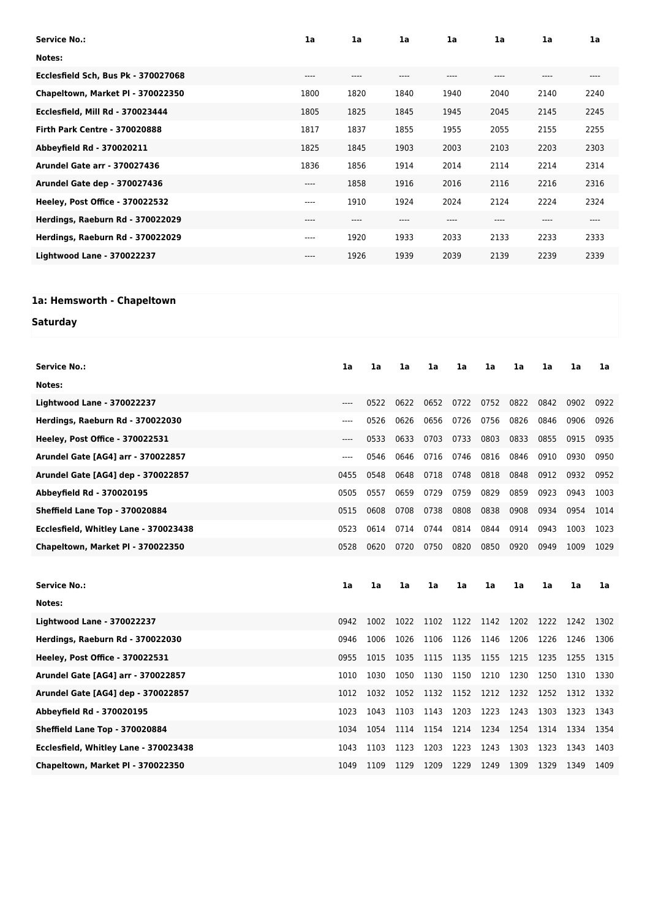| Service No.: | 1a | 1a | 1a | 1a | 1a | 1a | 1a |
|---|---|---|---|---|---|---|---|
| Notes: | | | | | | | |
| Ecclesfield Sch, Bus Pk - 370027068 | ---- | ---- | ---- | ---- | ---- | ---- | ---- |
| Chapeltown, Market Pl - 370022350 | 1800 | 1820 | 1840 | 1940 | 2040 | 2140 | 2240 |
| Ecclesfield, Mill Rd - 370023444 | 1805 | 1825 | 1845 | 1945 | 2045 | 2145 | 2245 |
| Firth Park Centre - 370020888 | 1817 | 1837 | 1855 | 1955 | 2055 | 2155 | 2255 |
| Abbeyfield Rd - 370020211 | 1825 | 1845 | 1903 | 2003 | 2103 | 2203 | 2303 |
| Arundel Gate arr - 370027436 | 1836 | 1856 | 1914 | 2014 | 2114 | 2214 | 2314 |
| Arundel Gate dep - 370027436 | ---- | 1858 | 1916 | 2016 | 2116 | 2216 | 2316 |
| Heeley, Post Office - 370022532 | ---- | 1910 | 1924 | 2024 | 2124 | 2224 | 2324 |
| Herdings, Raeburn Rd - 370022029 | ---- | ---- | ---- | ---- | ---- | ---- | ---- |
| Herdings, Raeburn Rd - 370022029 | ---- | 1920 | 1933 | 2033 | 2133 | 2233 | 2333 |
| Lightwood Lane - 370022237 | ---- | 1926 | 1939 | 2039 | 2139 | 2239 | 2339 |

## 1a: Hemsworth - Chapeltown

### Saturday

| Service No.: | 1a | 1a | 1a | 1a | 1a | 1a | 1a | 1a | 1a | 1a |
|---|---|---|---|---|---|---|---|---|---|---|
| Notes: | | | | | | | | | | |
| Lightwood Lane - 370022237 | ---- | 0522 | 0622 | 0652 | 0722 | 0752 | 0822 | 0842 | 0902 | 0922 |
| Herdings, Raeburn Rd - 370022030 | ---- | 0526 | 0626 | 0656 | 0726 | 0756 | 0826 | 0846 | 0906 | 0926 |
| Heeley, Post Office - 370022531 | ---- | 0533 | 0633 | 0703 | 0733 | 0803 | 0833 | 0855 | 0915 | 0935 |
| Arundel Gate [AG4] arr - 370022857 | ---- | 0546 | 0646 | 0716 | 0746 | 0816 | 0846 | 0910 | 0930 | 0950 |
| Arundel Gate [AG4] dep - 370022857 | 0455 | 0548 | 0648 | 0718 | 0748 | 0818 | 0848 | 0912 | 0932 | 0952 |
| Abbeyfield Rd - 370020195 | 0505 | 0557 | 0659 | 0729 | 0759 | 0829 | 0859 | 0923 | 0943 | 1003 |
| Sheffield Lane Top - 370020884 | 0515 | 0608 | 0708 | 0738 | 0808 | 0838 | 0908 | 0934 | 0954 | 1014 |
| Ecclesfield, Whitley Lane - 370023438 | 0523 | 0614 | 0714 | 0744 | 0814 | 0844 | 0914 | 0943 | 1003 | 1023 |
| Chapeltown, Market Pl - 370022350 | 0528 | 0620 | 0720 | 0750 | 0820 | 0850 | 0920 | 0949 | 1009 | 1029 |

| Service No.: | 1a | 1a | 1a | 1a | 1a | 1a | 1a | 1a | 1a | 1a |
|---|---|---|---|---|---|---|---|---|---|---|
| Notes: | | | | | | | | | | |
| Lightwood Lane - 370022237 | 0942 | 1002 | 1022 | 1102 | 1122 | 1142 | 1202 | 1222 | 1242 | 1302 |
| Herdings, Raeburn Rd - 370022030 | 0946 | 1006 | 1026 | 1106 | 1126 | 1146 | 1206 | 1226 | 1246 | 1306 |
| Heeley, Post Office - 370022531 | 0955 | 1015 | 1035 | 1115 | 1135 | 1155 | 1215 | 1235 | 1255 | 1315 |
| Arundel Gate [AG4] arr - 370022857 | 1010 | 1030 | 1050 | 1130 | 1150 | 1210 | 1230 | 1250 | 1310 | 1330 |
| Arundel Gate [AG4] dep - 370022857 | 1012 | 1032 | 1052 | 1132 | 1152 | 1212 | 1232 | 1252 | 1312 | 1332 |
| Abbeyfield Rd - 370020195 | 1023 | 1043 | 1103 | 1143 | 1203 | 1223 | 1243 | 1303 | 1323 | 1343 |
| Sheffield Lane Top - 370020884 | 1034 | 1054 | 1114 | 1154 | 1214 | 1234 | 1254 | 1314 | 1334 | 1354 |
| Ecclesfield, Whitley Lane - 370023438 | 1043 | 1103 | 1123 | 1203 | 1223 | 1243 | 1303 | 1323 | 1343 | 1403 |
| Chapeltown, Market Pl - 370022350 | 1049 | 1109 | 1129 | 1209 | 1229 | 1249 | 1309 | 1329 | 1349 | 1409 |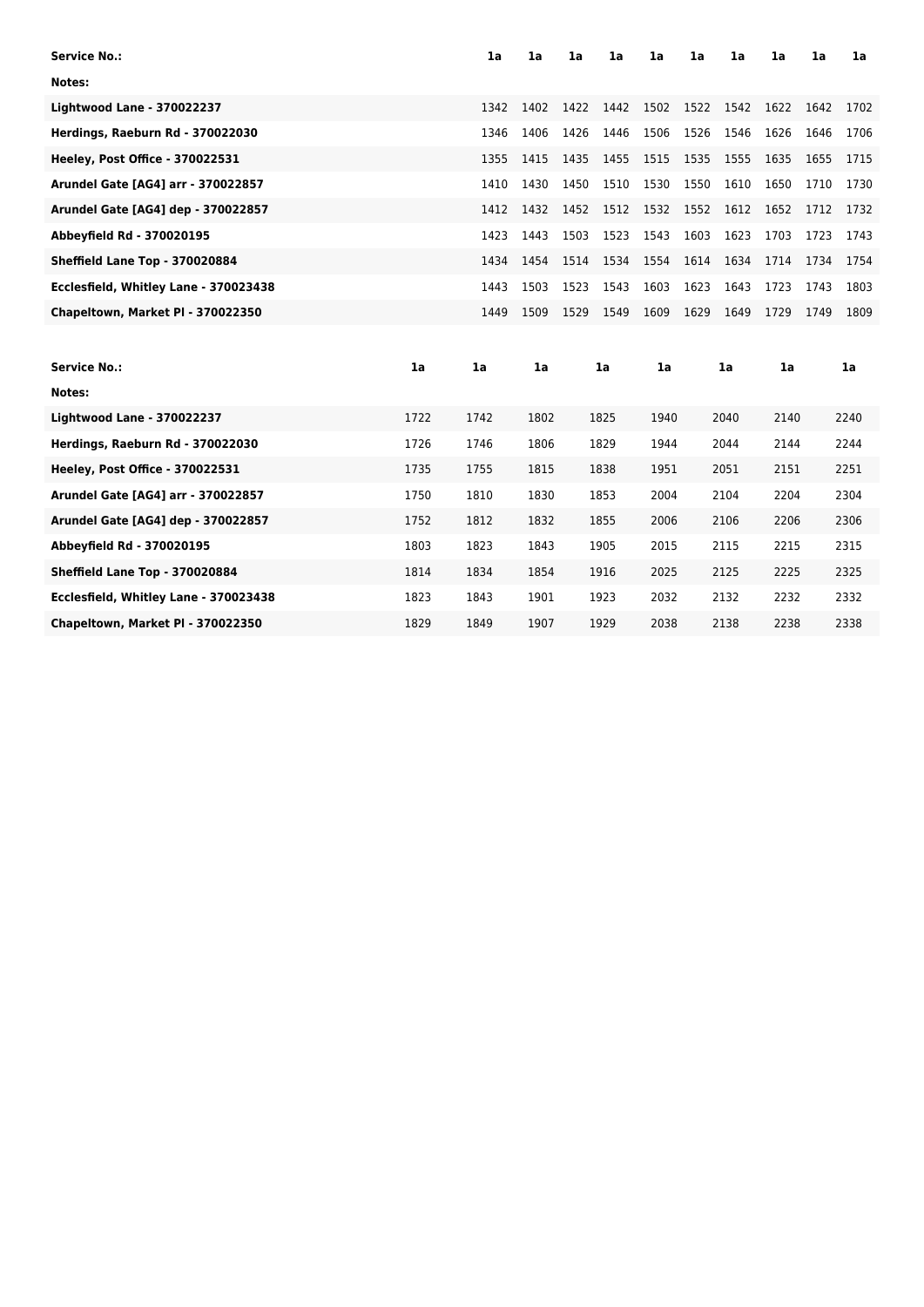| Service No.: | 1a | 1a | 1a | 1a | 1a | 1a | 1a | 1a | 1a | 1a |
|---|---|---|---|---|---|---|---|---|---|---|
| Notes: | | | | | | | | | | |
| Lightwood Lane - 370022237 | 1342 | 1402 | 1422 | 1442 | 1502 | 1522 | 1542 | 1622 | 1642 | 1702 |
| Herdings, Raeburn Rd - 370022030 | 1346 | 1406 | 1426 | 1446 | 1506 | 1526 | 1546 | 1626 | 1646 | 1706 |
| Heeley, Post Office - 370022531 | 1355 | 1415 | 1435 | 1455 | 1515 | 1535 | 1555 | 1635 | 1655 | 1715 |
| Arundel Gate [AG4] arr - 370022857 | 1410 | 1430 | 1450 | 1510 | 1530 | 1550 | 1610 | 1650 | 1710 | 1730 |
| Arundel Gate [AG4] dep - 370022857 | 1412 | 1432 | 1452 | 1512 | 1532 | 1552 | 1612 | 1652 | 1712 | 1732 |
| Abbeyfield Rd - 370020195 | 1423 | 1443 | 1503 | 1523 | 1543 | 1603 | 1623 | 1703 | 1723 | 1743 |
| Sheffield Lane Top - 370020884 | 1434 | 1454 | 1514 | 1534 | 1554 | 1614 | 1634 | 1714 | 1734 | 1754 |
| Ecclesfield, Whitley Lane - 370023438 | 1443 | 1503 | 1523 | 1543 | 1603 | 1623 | 1643 | 1723 | 1743 | 1803 |
| Chapeltown, Market Pl - 370022350 | 1449 | 1509 | 1529 | 1549 | 1609 | 1629 | 1649 | 1729 | 1749 | 1809 |

| Service No.: | 1a | 1a | 1a | 1a | 1a | 1a | 1a | 1a |
|---|---|---|---|---|---|---|---|---|
| Notes: | | | | | | | | |
| Lightwood Lane - 370022237 | 1722 | 1742 | 1802 | 1825 | 1940 | 2040 | 2140 | 2240 |
| Herdings, Raeburn Rd - 370022030 | 1726 | 1746 | 1806 | 1829 | 1944 | 2044 | 2144 | 2244 |
| Heeley, Post Office - 370022531 | 1735 | 1755 | 1815 | 1838 | 1951 | 2051 | 2151 | 2251 |
| Arundel Gate [AG4] arr - 370022857 | 1750 | 1810 | 1830 | 1853 | 2004 | 2104 | 2204 | 2304 |
| Arundel Gate [AG4] dep - 370022857 | 1752 | 1812 | 1832 | 1855 | 2006 | 2106 | 2206 | 2306 |
| Abbeyfield Rd - 370020195 | 1803 | 1823 | 1843 | 1905 | 2015 | 2115 | 2215 | 2315 |
| Sheffield Lane Top - 370020884 | 1814 | 1834 | 1854 | 1916 | 2025 | 2125 | 2225 | 2325 |
| Ecclesfield, Whitley Lane - 370023438 | 1823 | 1843 | 1901 | 1923 | 2032 | 2132 | 2232 | 2332 |
| Chapeltown, Market Pl - 370022350 | 1829 | 1849 | 1907 | 1929 | 2038 | 2138 | 2238 | 2338 |